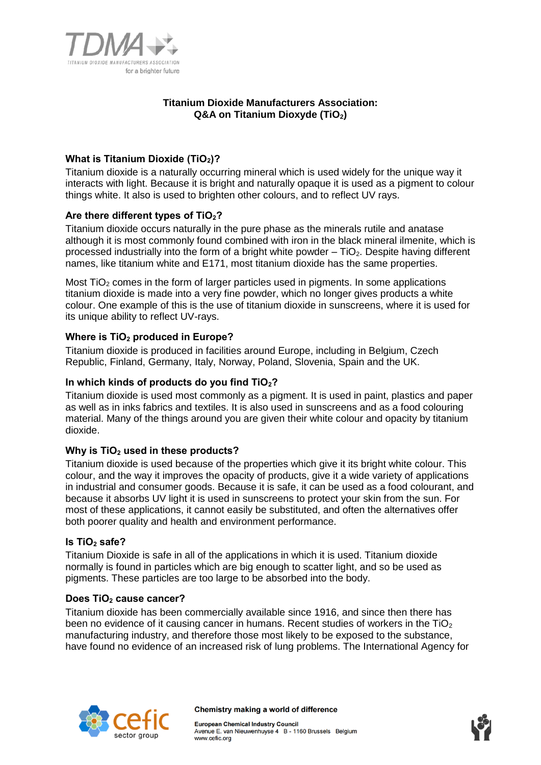# Titanium Dioxide Manufacturers Association: Q&A on Titanium Dioxyde ($TiO_2$)

## What is Titanium Dioxide ($TiO_2$)?

Titanium dioxide is a naturally occurring mineral which is used widely for the unique way it interacts with light. Because it is bright and naturally opaque it is used as a pigment to colour things white. It also is used to brighten other colours, and to reflect UV rays.

## Are there different types of $TiO_2$?

Titanium dioxide occurs naturally in the pure phase as the minerals rutile and anatase although it is most commonly found combined with iron in the black mineral ilmenite, which is processed industrially into the form of a bright white powder – $TiO_2$. Despite having different names, like titanium white and E171, most titanium dioxide has the same properties.

Most $TiO_2$ comes in the form of larger particles used in pigments. In some applications titanium dioxide is made into a very fine powder, which no longer gives products a white colour. One example of this is the use of titanium dioxide in sunscreens, where it is used for its unique ability to reflect UV-rays.

## Where is $TiO_2$ produced in Europe?

Titanium dioxide is produced in facilities around Europe, including in Belgium, Czech Republic, Finland, Germany, Italy, Norway, Poland, Slovenia, Spain and the UK.

## In which kinds of products do you find $TiO_2$?

Titanium dioxide is used most commonly as a pigment. It is used in paint, plastics and paper as well as in inks fabrics and textiles. It is also used in sunscreens and as a food colouring material. Many of the things around you are given their white colour and opacity by titanium dioxide.

## Why is $TiO_2$ used in these products?

Titanium dioxide is used because of the properties which give it its bright white colour. This colour, and the way it improves the opacity of products, give it a wide variety of applications in industrial and consumer goods. Because it is safe, it can be used as a food colourant, and because it absorbs UV light it is used in sunscreens to protect your skin from the sun. For most of these applications, it cannot easily be substituted, and often the alternatives offer both poorer quality and health and environment performance.

## Is $TiO_2$ safe?

Titanium Dioxide is safe in all of the applications in which it is used. Titanium dioxide normally is found in particles which are big enough to scatter light, and so be used as pigments. These particles are too large to be absorbed into the body.

## Does $TiO_2$ cause cancer?

Titanium dioxide has been commercially available since 1916, and since then there has been no evidence of it causing cancer in humans. Recent studies of workers in the $TiO_2$ manufacturing industry, and therefore those most likely to be exposed to the substance, have found no evidence of an increased risk of lung problems. The International Agency for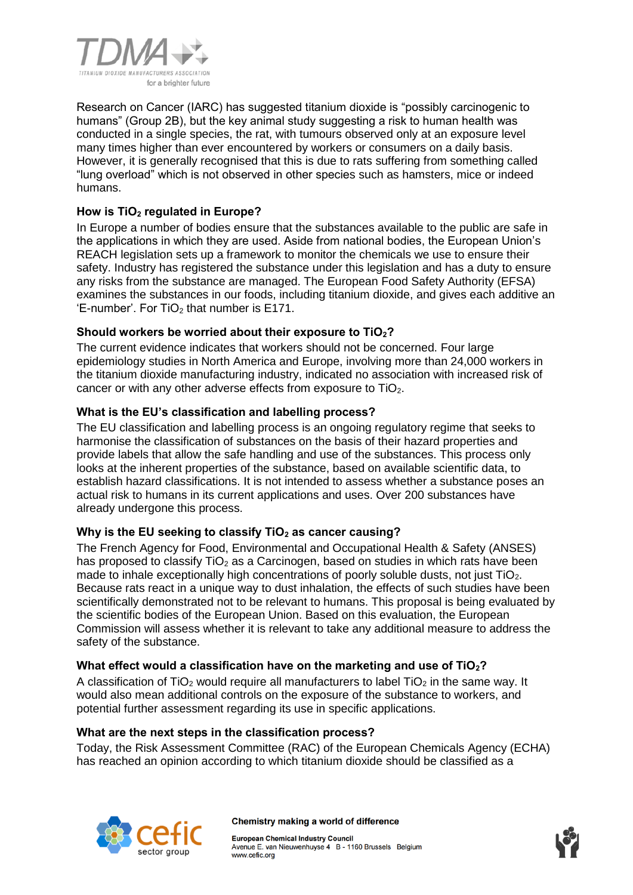Research on Cancer (IARC) has suggested titanium dioxide is "possibly carcinogenic to humans" (Group 2B), but the key animal study suggesting a risk to human health was conducted in a single species, the rat, with tumours observed only at an exposure level many times higher than ever encountered by workers or consumers on a daily basis. However, it is generally recognised that this is due to rats suffering from something called "lung overload" which is not observed in other species such as hamsters, mice or indeed humans.

### How is $TiO_2$ regulated in Europe?

In Europe a number of bodies ensure that the substances available to the public are safe in the applications in which they are used. Aside from national bodies, the European Union's REACH legislation sets up a framework to monitor the chemicals we use to ensure their safety. Industry has registered the substance under this legislation and has a duty to ensure any risks from the substance are managed. The European Food Safety Authority (EFSA) examines the substances in our foods, including titanium dioxide, and gives each additive an 'E-number'. For $TiO_2$ that number is E171.

### Should workers be worried about their exposure to $TiO_2$?

The current evidence indicates that workers should not be concerned. Four large epidemiology studies in North America and Europe, involving more than 24,000 workers in the titanium dioxide manufacturing industry, indicated no association with increased risk of cancer or with any other adverse effects from exposure to $TiO_2$.

### What is the EU's classification and labelling process?

The EU classification and labelling process is an ongoing regulatory regime that seeks to harmonise the classification of substances on the basis of their hazard properties and provide labels that allow the safe handling and use of the substances. This process only looks at the inherent properties of the substance, based on available scientific data, to establish hazard classifications. It is not intended to assess whether a substance poses an actual risk to humans in its current applications and uses. Over 200 substances have already undergone this process.

### Why is the EU seeking to classify $TiO_2$ as cancer causing?

The French Agency for Food, Environmental and Occupational Health & Safety (ANSES) has proposed to classify $TiO_2$ as a Carcinogen, based on studies in which rats have been made to inhale exceptionally high concentrations of poorly soluble dusts, not just $TiO_2$. Because rats react in a unique way to dust inhalation, the effects of such studies have been scientifically demonstrated not to be relevant to humans. This proposal is being evaluated by the scientific bodies of the European Union. Based on this evaluation, the European Commission will assess whether it is relevant to take any additional measure to address the safety of the substance.

### What effect would a classification have on the marketing and use of $TiO_2$?

A classification of $TiO_2$ would require all manufacturers to label $TiO_2$ in the same way. It would also mean additional controls on the exposure of the substance to workers, and potential further assessment regarding its use in specific applications.

### What are the next steps in the classification process?

Today, the Risk Assessment Committee (RAC) of the European Chemicals Agency (ECHA) has reached an opinion according to which titanium dioxide should be classified as a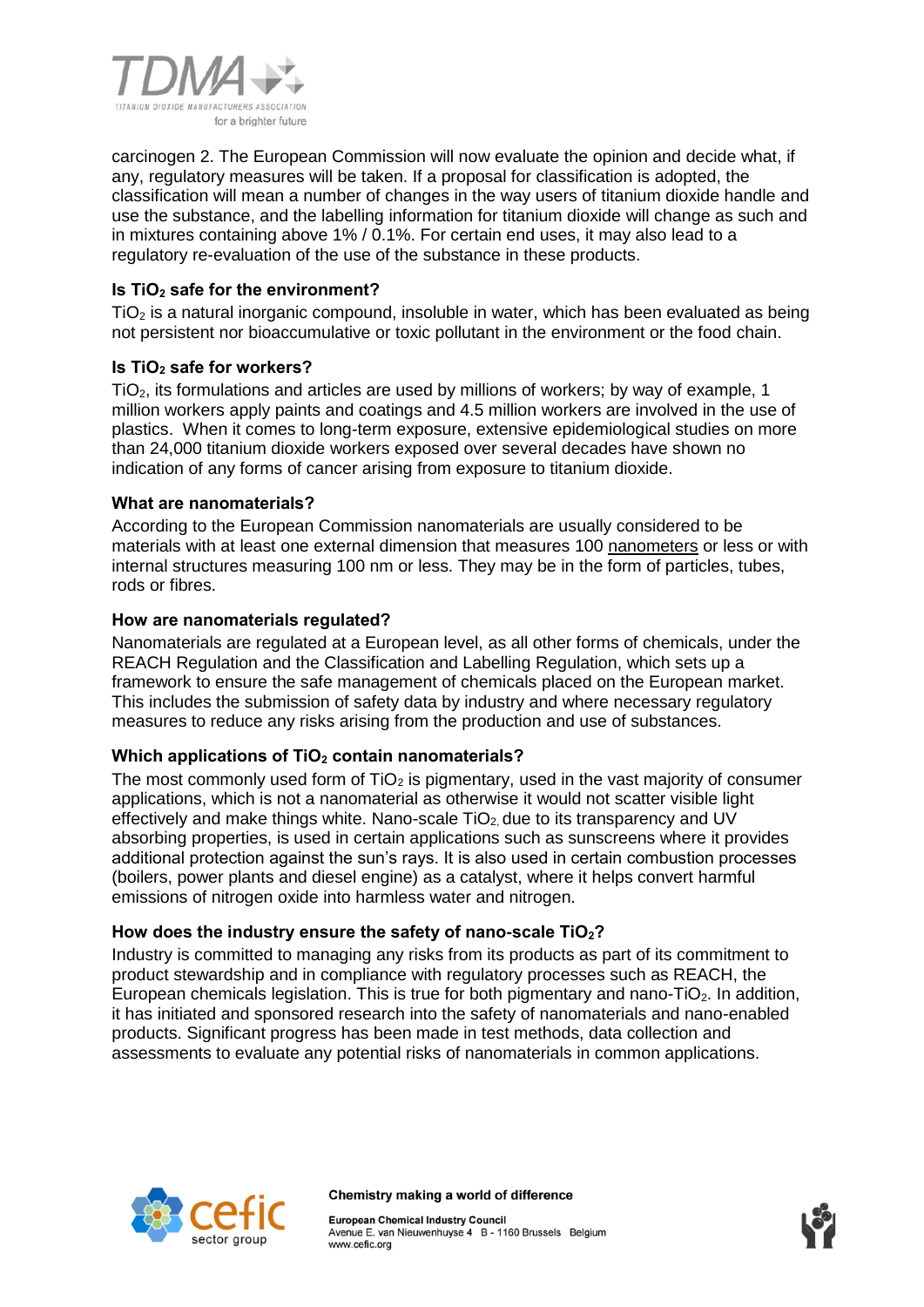carcinogen 2. The European Commission will now evaluate the opinion and decide what, if any, regulatory measures will be taken. If a proposal for classification is adopted, the classification will mean a number of changes in the way users of titanium dioxide handle and use the substance, and the labelling information for titanium dioxide will change as such and in mixtures containing above 1% / 0.1%. For certain end uses, it may also lead to a regulatory re-evaluation of the use of the substance in these products.

### Is $TiO_2$ safe for the environment?

$TiO_2$ is a natural inorganic compound, insoluble in water, which has been evaluated as being not persistent nor bioaccumulative or toxic pollutant in the environment or the food chain.

### Is $TiO_2$ safe for workers?

$TiO_2$, its formulations and articles are used by millions of workers; by way of example, 1 million workers apply paints and coatings and 4.5 million workers are involved in the use of plastics. When it comes to long-term exposure, extensive epidemiological studies on more than 24,000 titanium dioxide workers exposed over several decades have shown no indication of any forms of cancer arising from exposure to titanium dioxide.

### What are nanomaterials?

According to the European Commission nanomaterials are usually considered to be materials with at least one external dimension that measures 100 nanometers or less or with internal structures measuring 100 nm or less. They may be in the form of particles, tubes, rods or fibres.

### How are nanomaterials regulated?

Nanomaterials are regulated at a European level, as all other forms of chemicals, under the REACH Regulation and the Classification and Labelling Regulation, which sets up a framework to ensure the safe management of chemicals placed on the European market. This includes the submission of safety data by industry and where necessary regulatory measures to reduce any risks arising from the production and use of substances.

### Which applications of $TiO_2$ contain nanomaterials?

The most commonly used form of $TiO_2$ is pigmentary, used in the vast majority of consumer applications, which is not a nanomaterial as otherwise it would not scatter visible light effectively and make things white. Nano-scale $TiO_2$, due to its transparency and UV absorbing properties, is used in certain applications such as sunscreens where it provides additional protection against the sun's rays. It is also used in certain combustion processes (boilers, power plants and diesel engine) as a catalyst, where it helps convert harmful emissions of nitrogen oxide into harmless water and nitrogen.

### How does the industry ensure the safety of nano-scale $TiO_2$?

Industry is committed to managing any risks from its products as part of its commitment to product stewardship and in compliance with regulatory processes such as REACH, the European chemicals legislation. This is true for both pigmentary and nano-$TiO_2$. In addition, it has initiated and sponsored research into the safety of nanomaterials and nano-enabled products. Significant progress has been made in test methods, data collection and assessments to evaluate any potential risks of nanomaterials in common applications.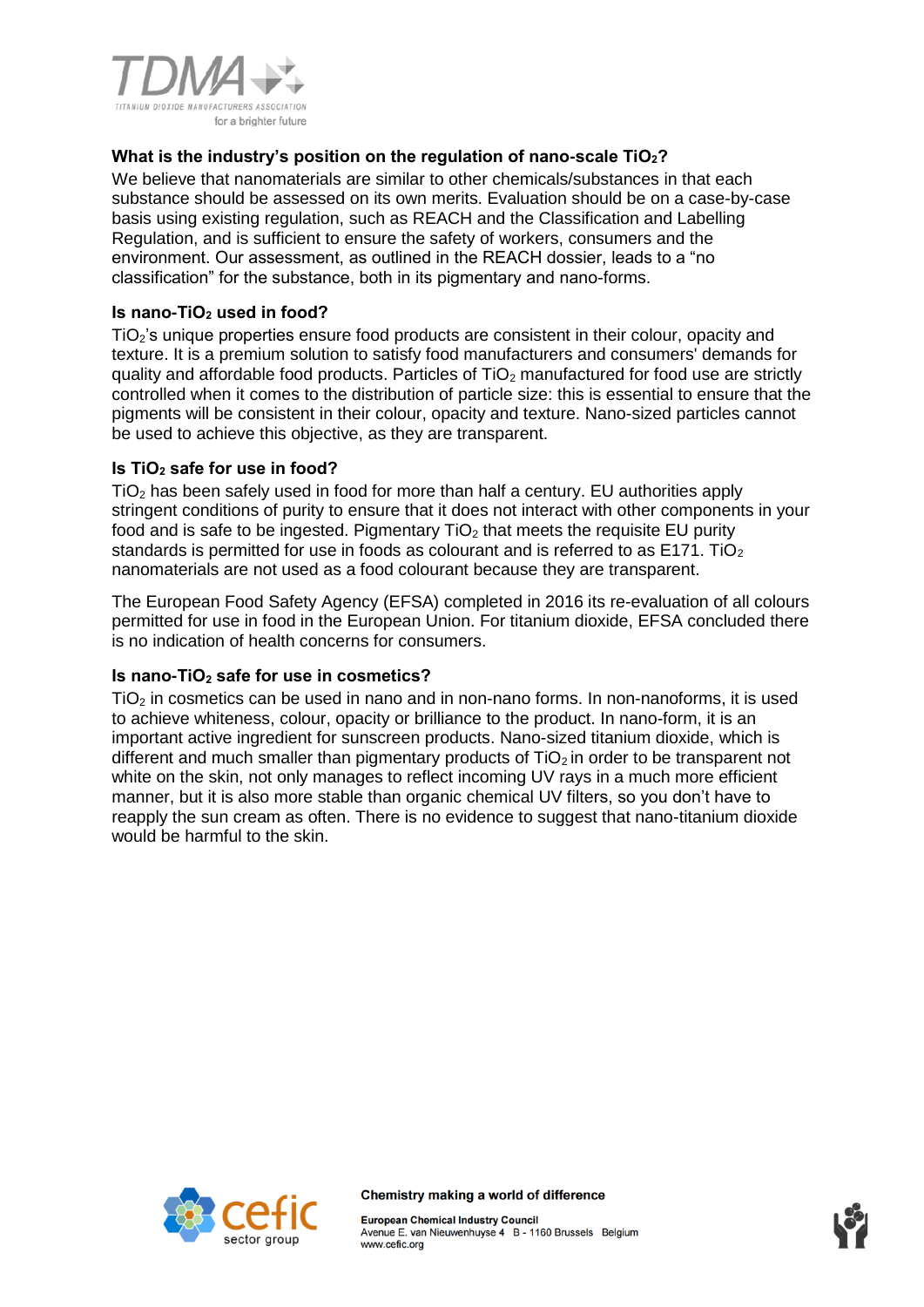### What is the industry's position on the regulation of nano-scale $TiO_2$?

We believe that nanomaterials are similar to other chemicals/substances in that each substance should be assessed on its own merits. Evaluation should be on a case-by-case basis using existing regulation, such as REACH and the Classification and Labelling Regulation, and is sufficient to ensure the safety of workers, consumers and the environment. Our assessment, as outlined in the REACH dossier, leads to a "no classification" for the substance, both in its pigmentary and nano-forms.

### Is nano-$TiO_2$ used in food?

$TiO_2$'s unique properties ensure food products are consistent in their colour, opacity and texture. It is a premium solution to satisfy food manufacturers and consumers' demands for quality and affordable food products. Particles of $TiO_2$ manufactured for food use are strictly controlled when it comes to the distribution of particle size: this is essential to ensure that the pigments will be consistent in their colour, opacity and texture. Nano-sized particles cannot be used to achieve this objective, as they are transparent.

### Is $TiO_2$ safe for use in food?

$TiO_2$ has been safely used in food for more than half a century. EU authorities apply stringent conditions of purity to ensure that it does not interact with other components in your food and is safe to be ingested. Pigmentary $TiO_2$ that meets the requisite EU purity standards is permitted for use in foods as colourant and is referred to as E171. $TiO_2$ nanomaterials are not used as a food colourant because they are transparent.

The European Food Safety Agency (EFSA) completed in 2016 its re-evaluation of all colours permitted for use in food in the European Union. For titanium dioxide, EFSA concluded there is no indication of health concerns for consumers.

### Is nano-$TiO_2$ safe for use in cosmetics?

$TiO_2$ in cosmetics can be used in nano and in non-nano forms. In non-nanoforms, it is used to achieve whiteness, colour, opacity or brilliance to the product. In nano-form, it is an important active ingredient for sunscreen products. Nano-sized titanium dioxide, which is different and much smaller than pigmentary products of $TiO_2$ in order to be transparent not white on the skin, not only manages to reflect incoming UV rays in a much more efficient manner, but it is also more stable than organic chemical UV filters, so you don't have to reapply the sun cream as often. There is no evidence to suggest that nano-titanium dioxide would be harmful to the skin.